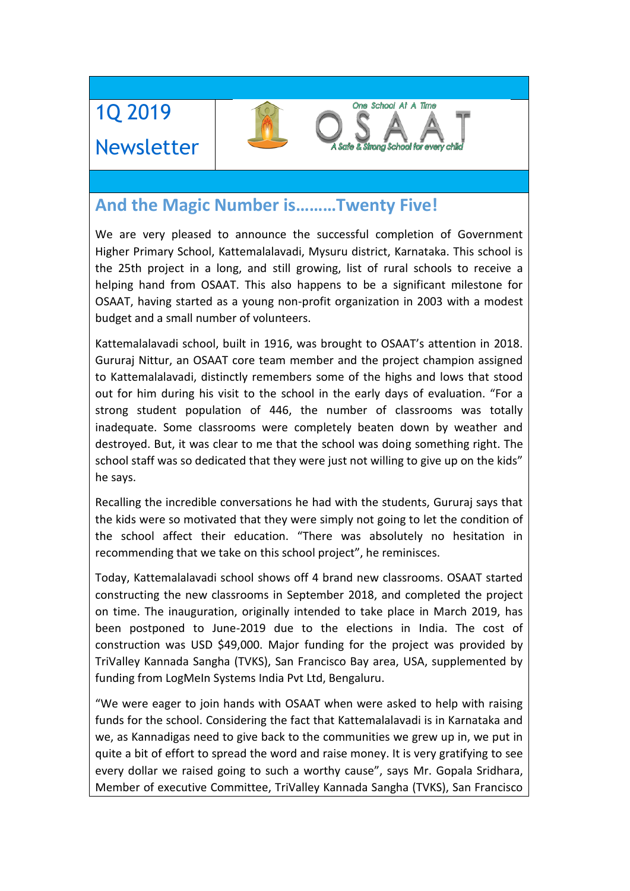# 1Q 2019 Newsletter

One School At A Time

OSAAT

A Safe & Strong School for every child

## And the Magic Number is………Twenty Five!

We are very pleased to announce the successful completion of Government Higher Primary School, Kattemalalavadi, Mysuru district, Karnataka. This school is the 25th project in a long, and still growing, list of rural schools to receive a helping hand from OSAAT. This also happens to be a significant milestone for OSAAT, having started as a young non-profit organization in 2003 with a modest budget and a small number of volunteers.

Kattemalalavadi school, built in 1916, was brought to OSAAT's attention in 2018. Gururaj Nittur, an OSAAT core team member and the project champion assigned to Kattemalalavadi, distinctly remembers some of the highs and lows that stood out for him during his visit to the school in the early days of evaluation. "For a strong student population of 446, the number of classrooms was totally inadequate. Some classrooms were completely beaten down by weather and destroyed. But, it was clear to me that the school was doing something right. The school staff was so dedicated that they were just not willing to give up on the kids" he says.

Recalling the incredible conversations he had with the students, Gururaj says that the kids were so motivated that they were simply not going to let the condition of the school affect their education. "There was absolutely no hesitation in recommending that we take on this school project", he reminisces.

Today, Kattemalalavadi school shows off 4 brand new classrooms. OSAAT started constructing the new classrooms in September 2018, and completed the project on time. The inauguration, originally intended to take place in March 2019, has been postponed to June-2019 due to the elections in India. The cost of construction was USD $49,000. Major funding for the project was provided by TriValley Kannada Sangha (TVKS), San Francisco Bay area, USA, supplemented by funding from LogMeIn Systems India Pvt Ltd, Bengaluru.

"We were eager to join hands with OSAAT when were asked to help with raising funds for the school. Considering the fact that Kattemalalavadi is in Karnataka and we, as Kannadigas need to give back to the communities we grew up in, we put in quite a bit of effort to spread the word and raise money. It is very gratifying to see every dollar we raised going to such a worthy cause", says Mr. Gopala Sridhara, Member of executive Committee, TriValley Kannada Sangha (TVKS), San Francisco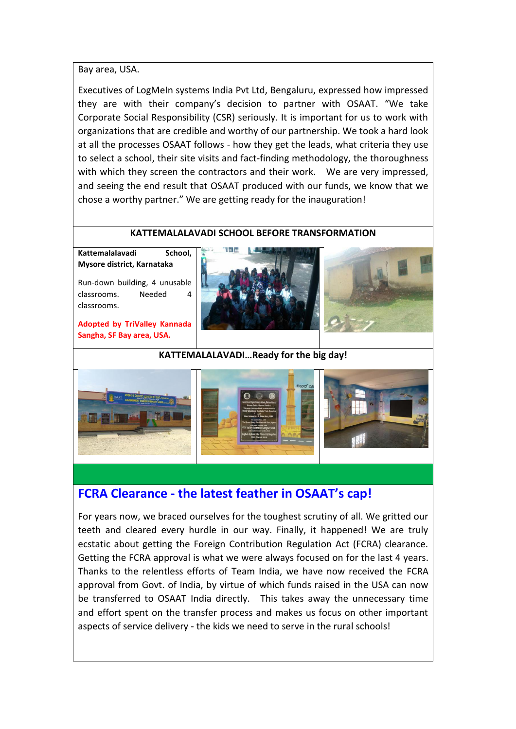Bay area, USA.

Executives of LogMeIn systems India Pvt Ltd, Bengaluru, expressed how impressed they are with their company's decision to partner with OSAAT. "We take Corporate Social Responsibility (CSR) seriously. It is important for us to work with organizations that are credible and worthy of our partnership. We took a hard look at all the processes OSAAT follows - how they get the leads, what criteria they use to select a school, their site visits and fact-finding methodology, the thoroughness with which they screen the contractors and their work. We are very impressed, and seeing the end result that OSAAT produced with our funds, we know that we chose a worthy partner." We are getting ready for the inauguration!

**KATTEMALALAVADI SCHOOL BEFORE TRANSFORMATION**

**Kattemalalavadi School, Mysore district, Karnataka**

Run-down building, 4 unusable classrooms. Needed 4 classrooms.

**Adopted by TriValley Kannada Sangha, SF Bay area, USA.**

**KATTEMALALAVADI…Ready for the big day!**

## FCRA Clearance - the latest feather in OSAAT's cap!

For years now, we braced ourselves for the toughest scrutiny of all. We gritted our teeth and cleared every hurdle in our way. Finally, it happened! We are truly ecstatic about getting the Foreign Contribution Regulation Act (FCRA) clearance. Getting the FCRA approval is what we were always focused on for the last 4 years. Thanks to the relentless efforts of Team India, we have now received the FCRA approval from Govt. of India, by virtue of which funds raised in the USA can now be transferred to OSAAT India directly. This takes away the unnecessary time and effort spent on the transfer process and makes us focus on other important aspects of service delivery - the kids we need to serve in the rural schools!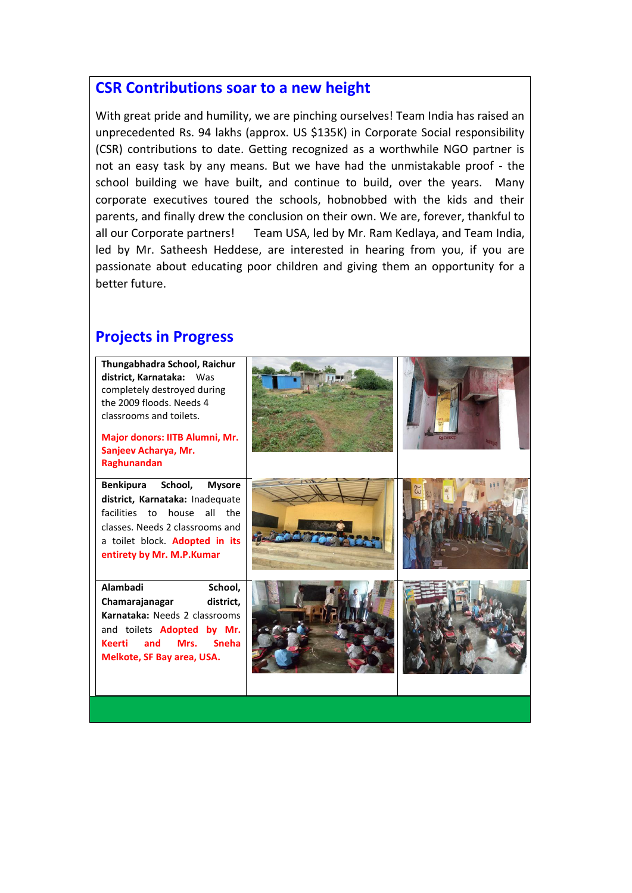## CSR Contributions soar to a new height

With great pride and humility, we are pinching ourselves! Team India has raised an unprecedented Rs. 94 lakhs (approx. US $135K) in Corporate Social responsibility (CSR) contributions to date. Getting recognized as a worthwhile NGO partner is not an easy task by any means. But we have had the unmistakable proof - the school building we have built, and continue to build, over the years. Many corporate executives toured the schools, hobnobbed with the kids and their parents, and finally drew the conclusion on their own. We are, forever, thankful to all our Corporate partners! Team USA, led by Mr. Ram Kedlaya, and Team India, led by Mr. Satheesh Heddese, are interested in hearing from you, if you are passionate about educating poor children and giving them an opportunity for a better future.

## Projects in Progress

**Thungabhadra School, Raichur district, Karnataka:** Was completely destroyed during the 2009 floods. Needs 4 classrooms and toilets.

**Major donors: IITB Alumni, Mr. Sanjeev Acharya, Mr. Raghunandan**

**Benkipura School, Mysore district, Karnataka:** Inadequate facilities to house all the classes. Needs 2 classrooms and a toilet block. **Adopted in its entirety by Mr. M.P.Kumar**

**Alambadi School, Chamarajanagar district, Karnataka:** Needs 2 classrooms and toilets **Adopted by Mr. Keerti and Mrs. Sneha Melkote, SF Bay area, USA.**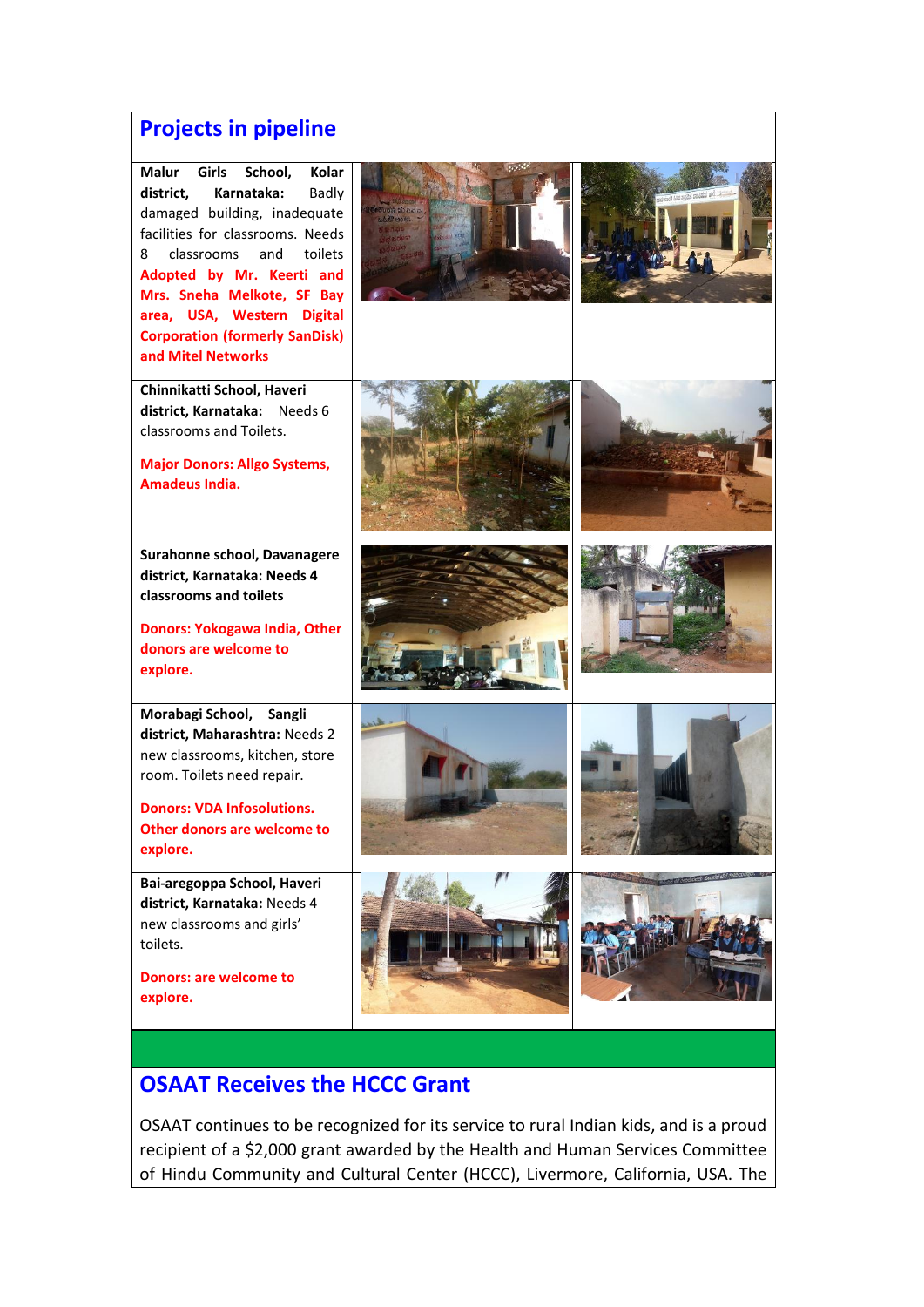## Projects in pipeline

**Malur Girls School, Kolar district, Karnataka:** Badly damaged building, inadequate facilities for classrooms. Needs 8 classrooms and toilets **Adopted by Mr. Keerti and Mrs. Sneha Melkote, SF Bay area, USA, Western Digital Corporation (formerly SanDisk) and Mitel Networks**

**Chinnikatti School, Haveri district, Karnataka:** Needs 6 classrooms and Toilets.

**Major Donors: Allgo Systems, Amadeus India.**

**Surahonne school, Davanagere district, Karnataka: Needs 4 classrooms and toilets**

**Donors: Yokogawa India, Other donors are welcome to explore.**

**Morabagi School, Sangli district, Maharashtra:** Needs 2 new classrooms, kitchen, store room. Toilets need repair.

**Donors: VDA Infosolutions. Other donors are welcome to explore.**

**Bai-aregoppa School, Haveri district, Karnataka:** Needs 4 new classrooms and girls' toilets.

**Donors: are welcome to explore.**

## OSAAT Receives the HCCC Grant

OSAAT continues to be recognized for its service to rural Indian kids, and is a proud recipient of a $2,000 grant awarded by the Health and Human Services Committee of Hindu Community and Cultural Center (HCCC), Livermore, California, USA. The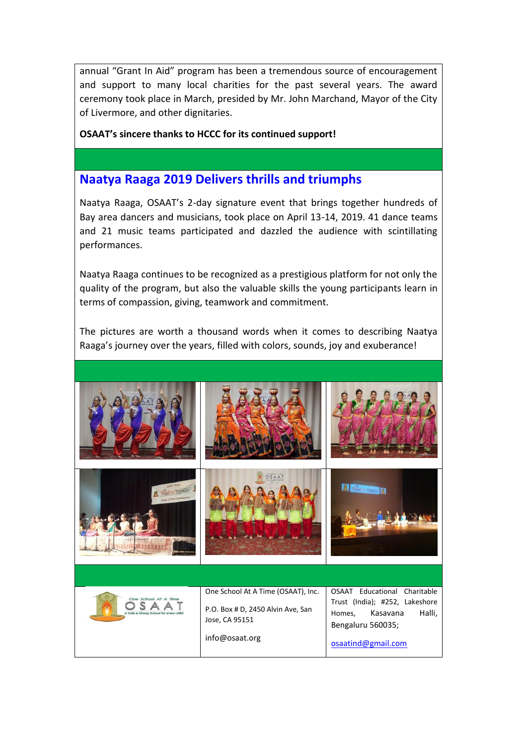annual "Grant In Aid" program has been a tremendous source of encouragement and support to many local charities for the past several years. The award ceremony took place in March, presided by Mr. John Marchand, Mayor of the City of Livermore, and other dignitaries.

**OSAAT's sincere thanks to HCCC for its continued support!**

## Naatya Raaga 2019 Delivers thrills and triumphs

Naatya Raaga, OSAAT's 2-day signature event that brings together hundreds of Bay area dancers and musicians, took place on April 13-14, 2019. 41 dance teams and 21 music teams participated and dazzled the audience with scintillating performances.

Naatya Raaga continues to be recognized as a prestigious platform for not only the quality of the program, but also the valuable skills the young participants learn in terms of compassion, giving, teamwork and commitment.

The pictures are worth a thousand words when it comes to describing Naatya Raaga's journey over the years, filled with colors, sounds, joy and exuberance!

| | | |
|---|---|---|
| One School At A Time – OSAAT – A Safe & Strong School for every child | One School At A Time (OSAAT), Inc.<br><br>P.O. Box # D, 2450 Alvin Ave, San Jose, CA 95151<br><br>info@osaat.org | OSAAT Educational Charitable Trust (India); #252, Lakeshore Homes, Kasavana Halli, Bengaluru 560035;<br><br>osaatind@gmail.com |